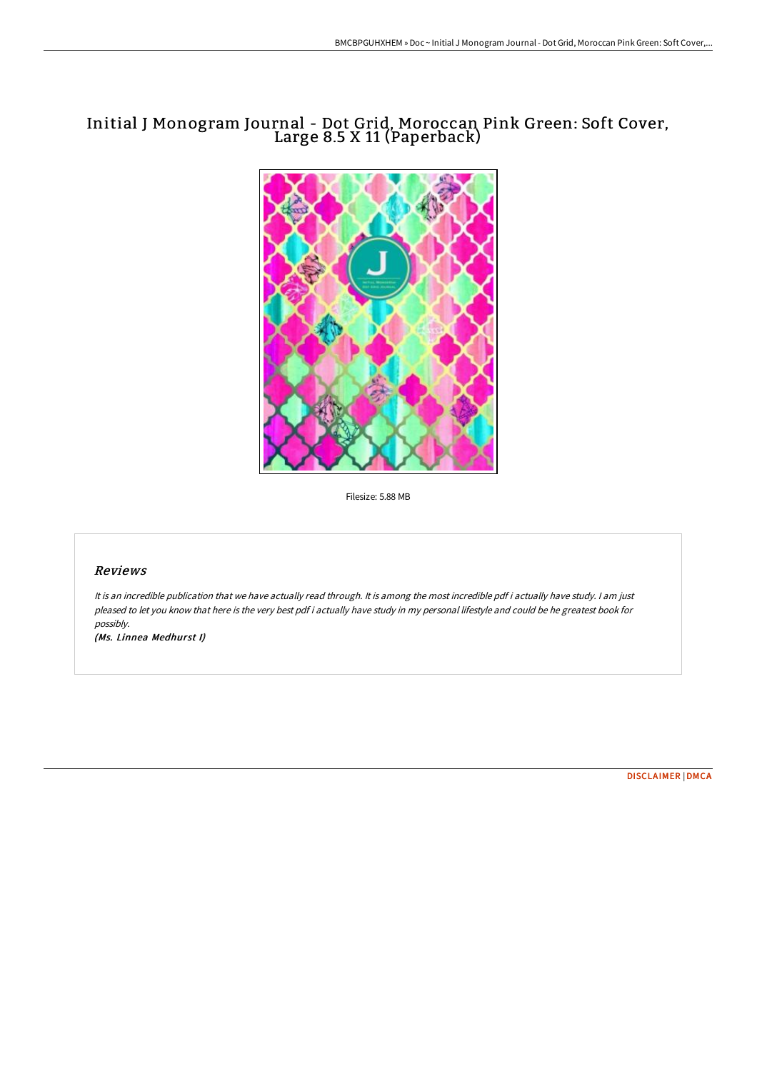# Initial J Monogram Journal - Dot Grid, Moroccan Pink Green: Soft Cover, Large 8.5 X 11 (Paperback)

Filesize: 5.88 MB

## Reviews

*It is an incredible publication that we have actually read through. It is among the most incredible pdf i actually have study. I am just pleased to let you know that here is the very best pdf i actually have study in my personal lifestyle and could be he greatest book for possibly.*

***(Ms. Linnea Medhurst I)***

DISCLAIMER | DMCA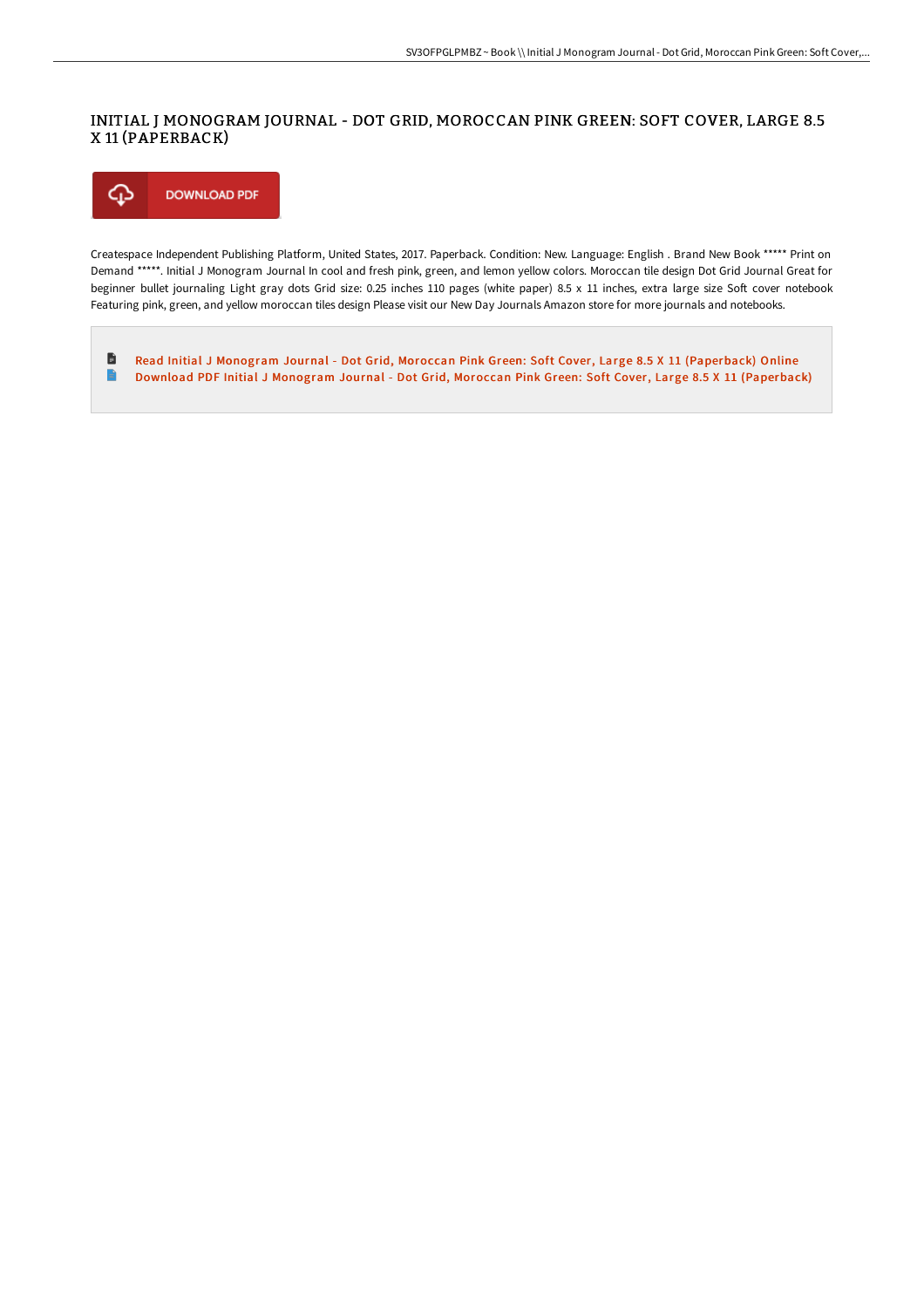# INITIAL J MONOGRAM JOURNAL - DOT GRID, MOROCCAN PINK GREEN: SOFT COVER, LARGE 8.5 X 11 (PAPERBACK)

DOWNLOAD PDF

Createspace Independent Publishing Platform, United States, 2017. Paperback. Condition: New. Language: English . Brand New Book ***** Print on Demand *****. Initial J Monogram Journal In cool and fresh pink, green, and lemon yellow colors. Moroccan tile design Dot Grid Journal Great for beginner bullet journaling Light gray dots Grid size: 0.25 inches 110 pages (white paper) 8.5 x 11 inches, extra large size Soft cover notebook Featuring pink, green, and yellow moroccan tiles design Please visit our New Day Journals Amazon store for more journals and notebooks.

- Read Initial J Monogram Journal - Dot Grid, Moroccan Pink Green: Soft Cover, Large 8.5 X 11 (Paperback) Online
- Download PDF Initial J Monogram Journal - Dot Grid, Moroccan Pink Green: Soft Cover, Large 8.5 X 11 (Paperback)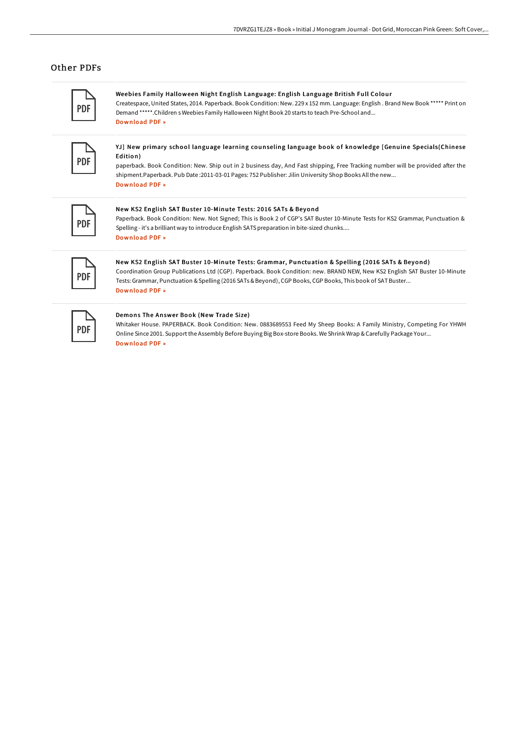## Other PDFs

**Weebies Family Halloween Night English Language: English Language British Full Colour**

Createspace, United States, 2014. Paperback. Book Condition: New. 229 x 152 mm. Language: English . Brand New Book ***** Print on Demand *****.Children s Weebies Family Halloween Night Book 20 starts to teach Pre-School and...

Download PDF »

**YJ] New primary school language learning counseling language book of knowledge [Genuine Specials(Chinese Edition)**

paperback. Book Condition: New. Ship out in 2 business day, And Fast shipping, Free Tracking number will be provided after the shipment.Paperback. Pub Date :2011-03-01 Pages: 752 Publisher: Jilin University Shop Books All the new...

Download PDF »

**New KS2 English SAT Buster 10-Minute Tests: 2016 SATs & Beyond**

Paperback. Book Condition: New. Not Signed; This is Book 2 of CGP's SAT Buster 10-Minute Tests for KS2 Grammar, Punctuation & Spelling - it's a brilliant way to introduce English SATS preparation in bite-sized chunks....

Download PDF »

**New KS2 English SAT Buster 10-Minute Tests: Grammar, Punctuation & Spelling (2016 SATs & Beyond)**

Coordination Group Publications Ltd (CGP). Paperback. Book Condition: new. BRAND NEW, New KS2 English SAT Buster 10-Minute Tests: Grammar, Punctuation & Spelling (2016 SATs & Beyond), CGP Books, CGP Books, This book of SAT Buster...

Download PDF »

**Demons The Answer Book (New Trade Size)**

Whitaker House. PAPERBACK. Book Condition: New. 0883689553 Feed My Sheep Books: A Family Ministry, Competing For YHWH Online Since 2001. Support the Assembly Before Buying Big Box-store Books. We Shrink Wrap & Carefully Package Your...

Download PDF »